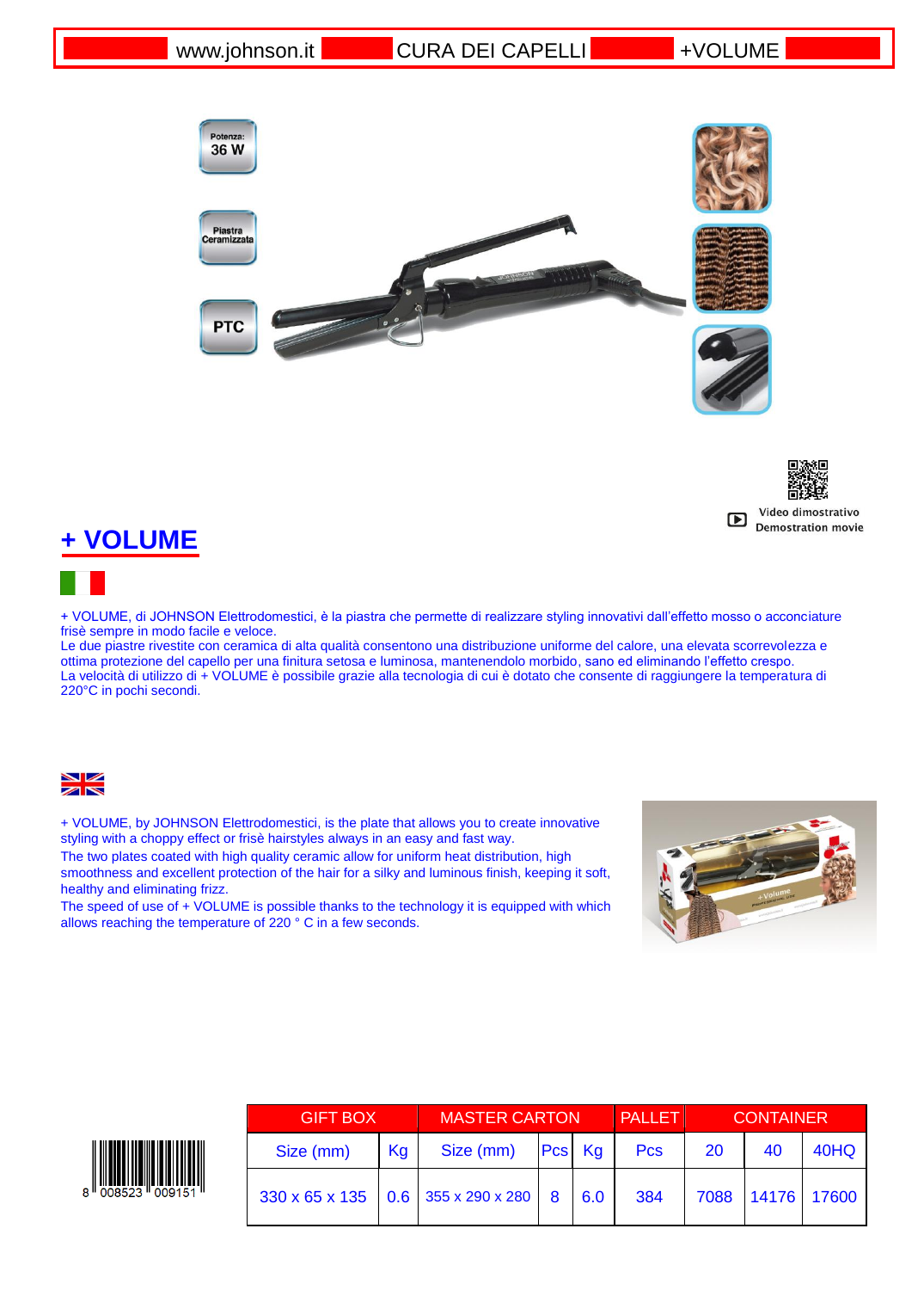www.johnson.it CURA DEI CAPELLI +VOLUME

Potenza: 36 W

Piastra Ceramizzata

PTC

Video dimostrativo
Demostration movie

# + VOLUME

+ VOLUME, di JOHNSON Elettrodomestici, è la piastra che permette di realizzare styling innovativi dall'effetto mosso o acconciature frisè sempre in modo facile e veloce.
Le due piastre rivestite con ceramica di alta qualità consentono una distribuzione uniforme del calore, una elevata scorrevolezza e ottima protezione del capello per una finitura setosa e luminosa, mantenendolo morbido, sano ed eliminando l'effetto crespo.
La velocità di utilizzo di + VOLUME è possibile grazie alla tecnologia di cui è dotato che consente di raggiungere la temperatura di 220°C in pochi secondi.

+ VOLUME, by JOHNSON Elettrodomestici, is the plate that allows you to create innovative styling with a choppy effect or frisè hairstyles always in an easy and fast way.
The two plates coated with high quality ceramic allow for uniform heat distribution, high smoothness and excellent protection of the hair for a silky and luminous finish, keeping it soft, healthy and eliminating frizz.
The speed of use of + VOLUME is possible thanks to the technology it is equipped with which allows reaching the temperature of 220 ° C in a few seconds.

8 008523 009151

| GIFT BOX | | MASTER CARTON | | | PALLET | CONTAINER | | |
|---|---|---|---|---|---|---|---|---|
| Size (mm) | Kg | Size (mm) | Pcs | Kg | Pcs | 20 | 40 | 40HQ |
| 330 x 65 x 135 | 0.6 | 355 x 290 x 280 | 8 | 6.0 | 384 | 7088 | 14176 | 17600 |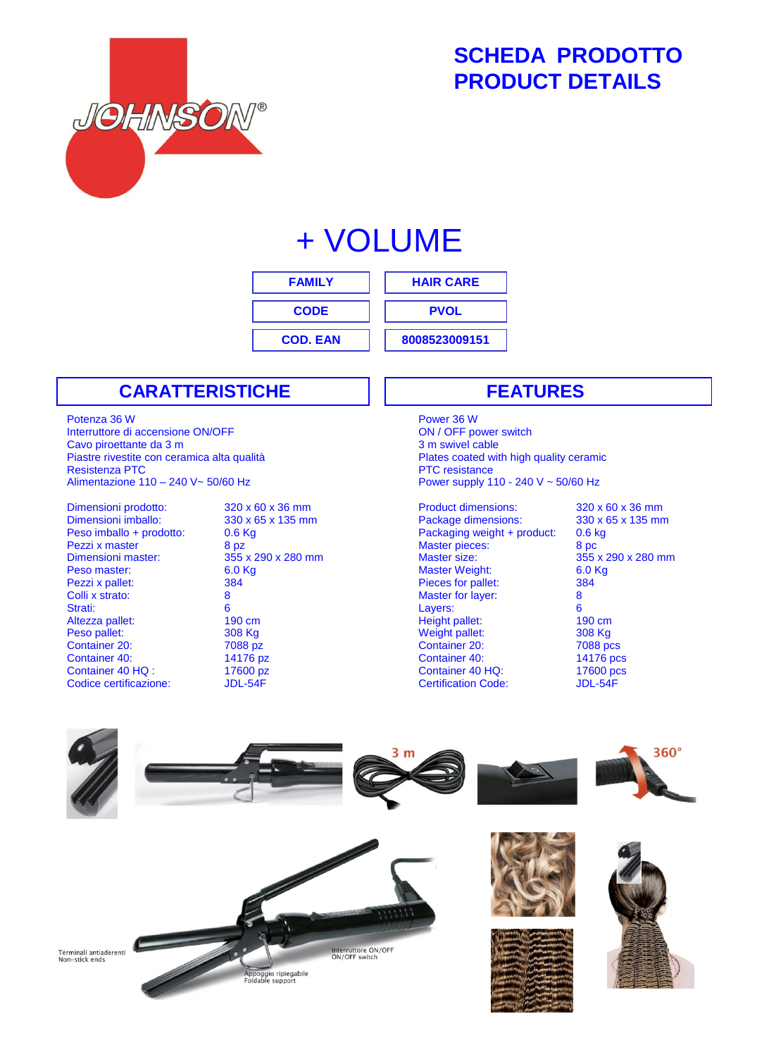# SCHEDA PRODOTTO
# PRODUCT DETAILS

# + VOLUME

| | |
|---|---|
| FAMILY | HAIR CARE |
| CODE | PVOL |
| COD. EAN | 8008523009151 |

## CARATTERISTICHE

Potenza 36 W
Interruttore di accensione ON/OFF
Cavo piroettante da 3 m
Piastre rivestite con ceramica alta qualità
Resistenza PTC
Alimentazione 110 – 240 V~ 50/60 Hz

| | |
|---|---|
| Dimensioni prodotto: | 320 x 60 x 36 mm |
| Dimensioni imballo: | 330 x 65 x 135 mm |
| Peso imballo + prodotto: | 0.6 Kg |
| Pezzi x master | 8 pz |
| Dimensioni master: | 355 x 290 x 280 mm |
| Peso master: | 6.0 Kg |
| Pezzi x pallet: | 384 |
| Colli x strato: | 8 |
| Strati: | 6 |
| Altezza pallet: | 190 cm |
| Peso pallet: | 308 Kg |
| Container 20: | 7088 pz |
| Container 40: | 14176 pz |
| Container 40 HQ : | 17600 pz |
| Codice certificazione: | JDL-54F |

## FEATURES

Power 36 W
ON / OFF power switch
3 m swivel cable
Plates coated with high quality ceramic
PTC resistance
Power supply 110 - 240 V ~ 50/60 Hz

| | |
|---|---|
| Product dimensions: | 320 x 60 x 36 mm |
| Package dimensions: | 330 x 65 x 135 mm |
| Packaging weight + product: | 0.6 kg |
| Master pieces: | 8 pc |
| Master size: | 355 x 290 x 280 mm |
| Master Weight: | 6.0 Kg |
| Pieces for pallet: | 384 |
| Master for layer: | 8 |
| Layers: | 6 |
| Height pallet: | 190 cm |
| Weight pallet: | 308 Kg |
| Container 20: | 7088 pcs |
| Container 40: | 14176 pcs |
| Container 40 HQ: | 17600 pcs |
| Certification Code: | JDL-54F |

3 m

360°

Terminali antiaderenti
Non-stick ends

Interruttore ON/OFF
ON/OFF switch

Appoggio ripiegabile
Foldable support